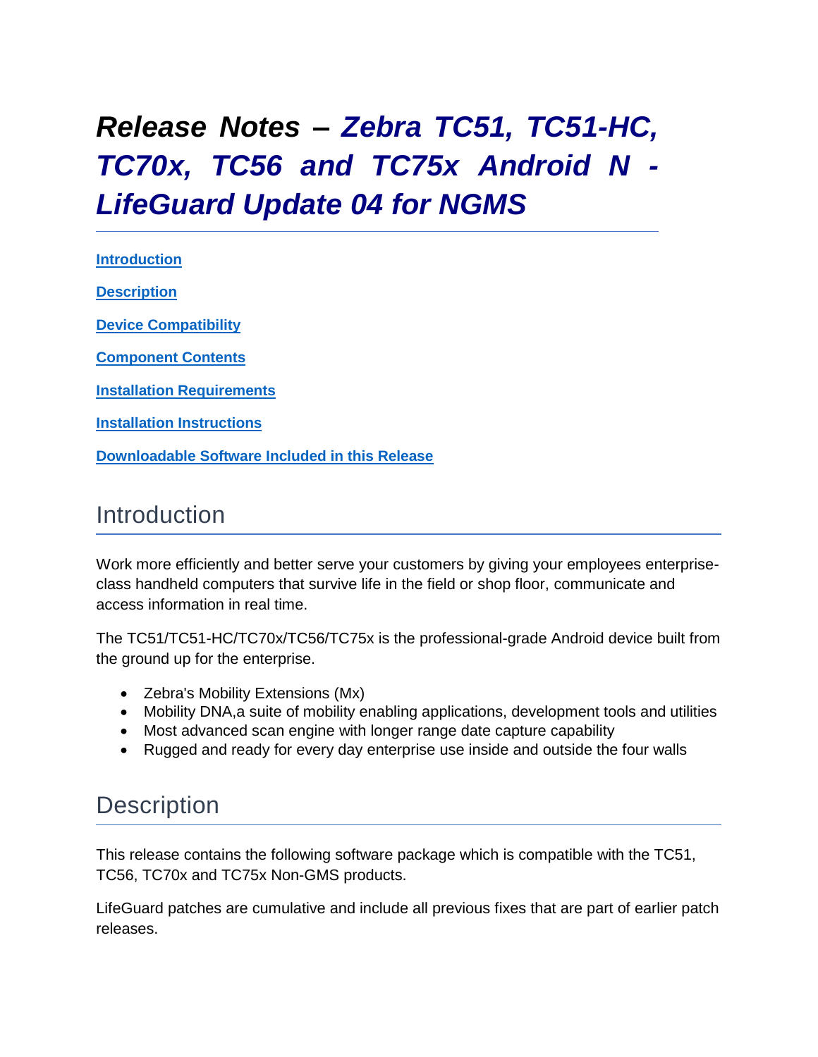# *Release Notes – Zebra TC51, TC51-HC, TC70x, TC56 and TC75x Android N - LifeGuard Update 04 for NGMS*

**Introduction**

**Description**

**Device Compatibility**

**Component Contents**

**Installation Requirements**

**Installation Instructions**

**Downloadable Software Included in this Release**

## Introduction

Work more efficiently and better serve your customers by giving your employees enterprise-class handheld computers that survive life in the field or shop floor, communicate and access information in real time.

The TC51/TC51-HC/TC70x/TC56/TC75x is the professional-grade Android device built from the ground up for the enterprise.

- Zebra's Mobility Extensions (Mx)
- Mobility DNA,a suite of mobility enabling applications, development tools and utilities
- Most advanced scan engine with longer range date capture capability
- Rugged and ready for every day enterprise use inside and outside the four walls

## Description

This release contains the following software package which is compatible with the TC51, TC56, TC70x and TC75x Non-GMS products.

LifeGuard patches are cumulative and include all previous fixes that are part of earlier patch releases.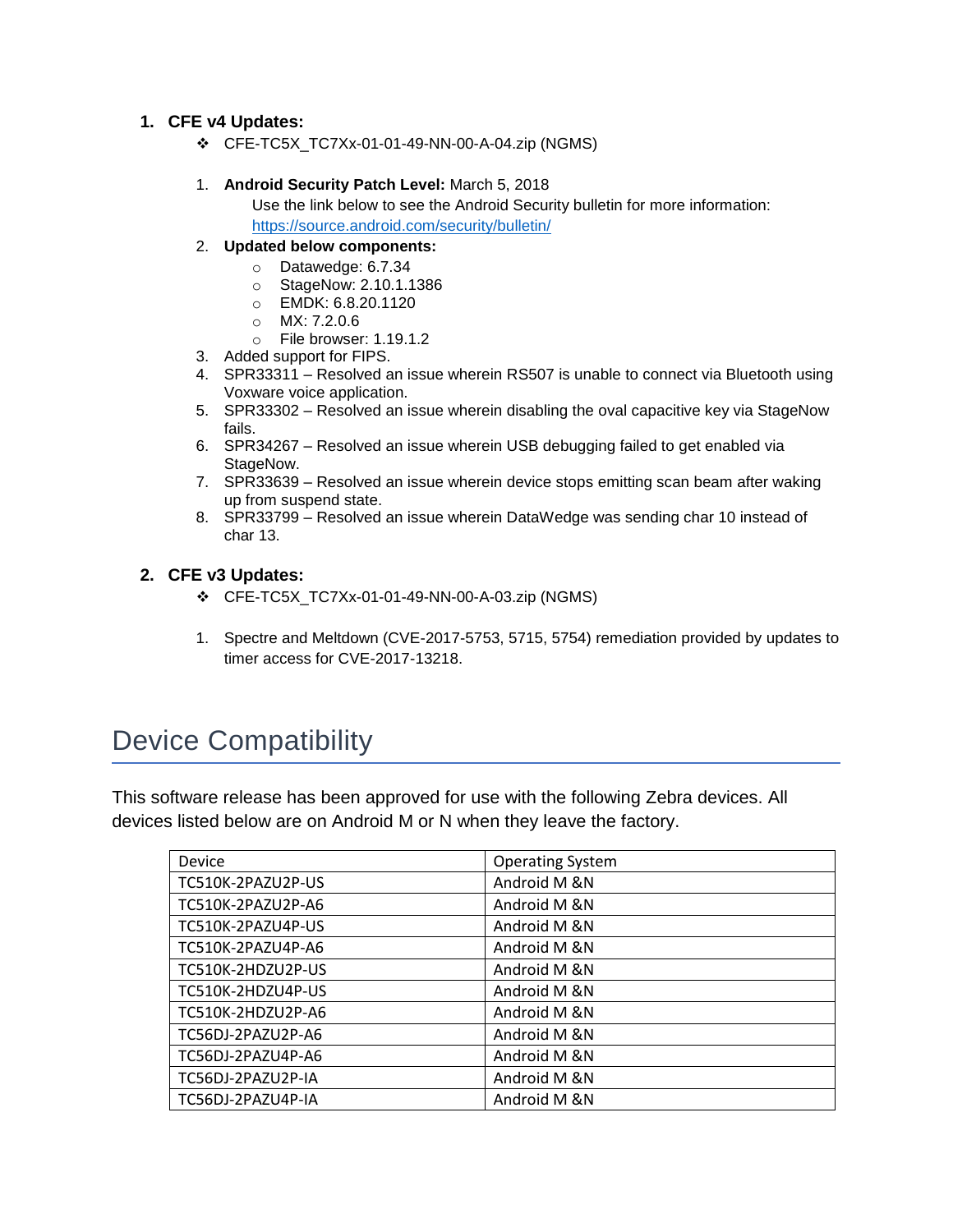1. **CFE v4 Updates:**
   - CFE-TC5X_TC7Xx-01-01-49-NN-00-A-04.zip (NGMS)

   1. **Android Security Patch Level:** March 5, 2018
      Use the link below to see the Android Security bulletin for more information: https://source.android.com/security/bulletin/
   2. **Updated below components:**
      - Datawedge: 6.7.34
      - StageNow: 2.10.1.1386
      - EMDK: 6.8.20.1120
      - MX: 7.2.0.6
      - File browser: 1.19.1.2
   3. Added support for FIPS.
   4. SPR33311 – Resolved an issue wherein RS507 is unable to connect via Bluetooth using Voxware voice application.
   5. SPR33302 – Resolved an issue wherein disabling the oval capacitive key via StageNow fails.
   6. SPR34267 – Resolved an issue wherein USB debugging failed to get enabled via StageNow.
   7. SPR33639 – Resolved an issue wherein device stops emitting scan beam after waking up from suspend state.
   8. SPR33799 – Resolved an issue wherein DataWedge was sending char 10 instead of char 13.

2. **CFE v3 Updates:**
   - CFE-TC5X_TC7Xx-01-01-49-NN-00-A-03.zip (NGMS)

   1. Spectre and Meltdown (CVE-2017-5753, 5715, 5754) remediation provided by updates to timer access for CVE-2017-13218.

# Device Compatibility

This software release has been approved for use with the following Zebra devices. All devices listed below are on Android M or N when they leave the factory.

| Device | Operating System |
|---|---|
| TC510K-2PAZU2P-US | Android M &N |
| TC510K-2PAZU2P-A6 | Android M &N |
| TC510K-2PAZU4P-US | Android M &N |
| TC510K-2PAZU4P-A6 | Android M &N |
| TC510K-2HDZU2P-US | Android M &N |
| TC510K-2HDZU4P-US | Android M &N |
| TC510K-2HDZU2P-A6 | Android M &N |
| TC56DJ-2PAZU2P-A6 | Android M &N |
| TC56DJ-2PAZU4P-A6 | Android M &N |
| TC56DJ-2PAZU2P-IA | Android M &N |
| TC56DJ-2PAZU4P-IA | Android M &N |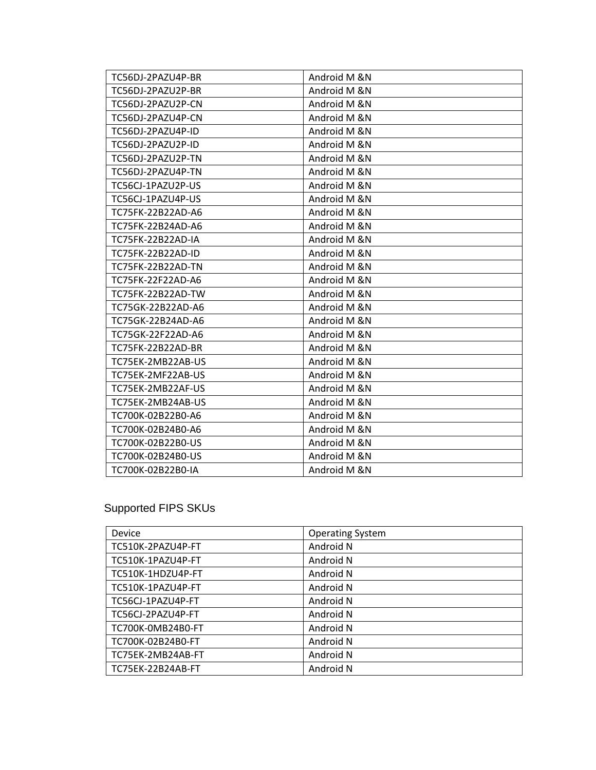| | |
|---|---|
| TC56DJ-2PAZU4P-BR | Android M &N |
| TC56DJ-2PAZU2P-BR | Android M &N |
| TC56DJ-2PAZU2P-CN | Android M &N |
| TC56DJ-2PAZU4P-CN | Android M &N |
| TC56DJ-2PAZU4P-ID | Android M &N |
| TC56DJ-2PAZU2P-ID | Android M &N |
| TC56DJ-2PAZU2P-TN | Android M &N |
| TC56DJ-2PAZU4P-TN | Android M &N |
| TC56CJ-1PAZU2P-US | Android M &N |
| TC56CJ-1PAZU4P-US | Android M &N |
| TC75FK-22B22AD-A6 | Android M &N |
| TC75FK-22B24AD-A6 | Android M &N |
| TC75FK-22B22AD-IA | Android M &N |
| TC75FK-22B22AD-ID | Android M &N |
| TC75FK-22B22AD-TN | Android M &N |
| TC75FK-22F22AD-A6 | Android M &N |
| TC75FK-22B22AD-TW | Android M &N |
| TC75GK-22B22AD-A6 | Android M &N |
| TC75GK-22B24AD-A6 | Android M &N |
| TC75GK-22F22AD-A6 | Android M &N |
| TC75FK-22B22AD-BR | Android M &N |
| TC75EK-2MB22AB-US | Android M &N |
| TC75EK-2MF22AB-US | Android M &N |
| TC75EK-2MB22AF-US | Android M &N |
| TC75EK-2MB24AB-US | Android M &N |
| TC700K-02B22B0-A6 | Android M &N |
| TC700K-02B24B0-A6 | Android M &N |
| TC700K-02B22B0-US | Android M &N |
| TC700K-02B24B0-US | Android M &N |
| TC700K-02B22B0-IA | Android M &N |

## Supported FIPS SKUs

| Device | Operating System |
|---|---|
| TC510K-2PAZU4P-FT | Android N |
| TC510K-1PAZU4P-FT | Android N |
| TC510K-1HDZU4P-FT | Android N |
| TC510K-1PAZU4P-FT | Android N |
| TC56CJ-1PAZU4P-FT | Android N |
| TC56CJ-2PAZU4P-FT | Android N |
| TC700K-0MB24B0-FT | Android N |
| TC700K-02B24B0-FT | Android N |
| TC75EK-2MB24AB-FT | Android N |
| TC75EK-22B24AB-FT | Android N |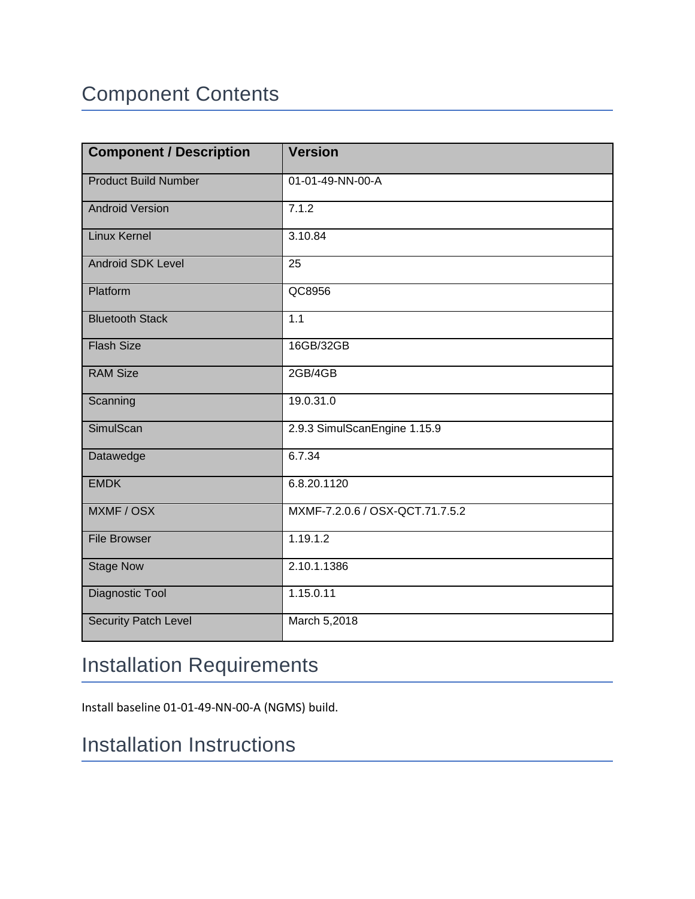## Component Contents

| Component / Description | Version |
|---|---|
| Product Build Number | 01-01-49-NN-00-A |
| Android Version | 7.1.2 |
| Linux Kernel | 3.10.84 |
| Android SDK Level | 25 |
| Platform | QC8956 |
| Bluetooth Stack | 1.1 |
| Flash Size | 16GB/32GB |
| RAM Size | 2GB/4GB |
| Scanning | 19.0.31.0 |
| SimulScan | 2.9.3 SimulScanEngine 1.15.9 |
| Datawedge | 6.7.34 |
| EMDK | 6.8.20.1120 |
| MXMF / OSX | MXMF-7.2.0.6 / OSX-QCT.71.7.5.2 |
| File Browser | 1.19.1.2 |
| Stage Now | 2.10.1.1386 |
| Diagnostic Tool | 1.15.0.11 |
| Security Patch Level | March 5,2018 |

## Installation Requirements

Install baseline 01-01-49-NN-00-A (NGMS) build.

## Installation Instructions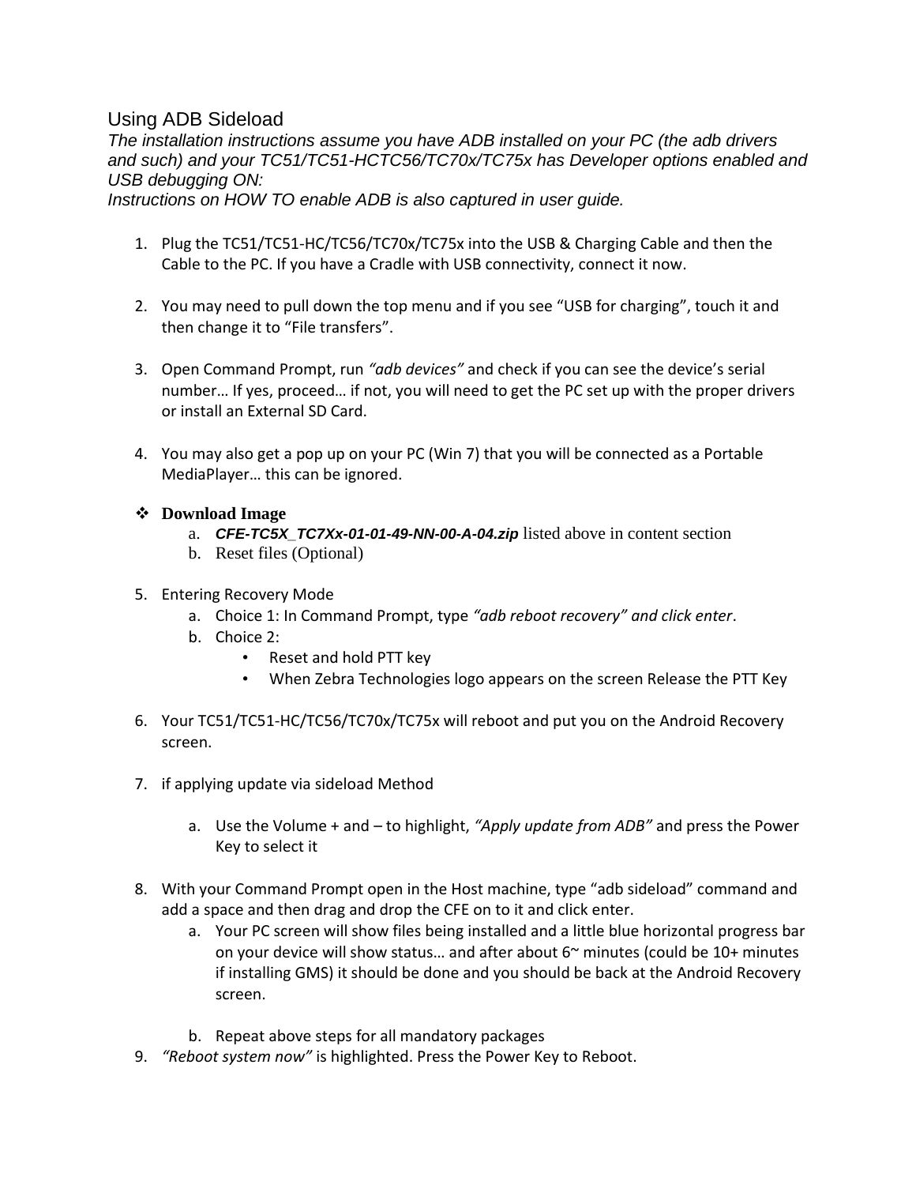## Using ADB Sideload

*The installation instructions assume you have ADB installed on your PC (the adb drivers and such) and your TC51/TC51-HCTC56/TC70x/TC75x has Developer options enabled and USB debugging ON:*
*Instructions on HOW TO enable ADB is also captured in user guide.*

1. Plug the TC51/TC51-HC/TC56/TC70x/TC75x into the USB & Charging Cable and then the Cable to the PC. If you have a Cradle with USB connectivity, connect it now.

2. You may need to pull down the top menu and if you see "USB for charging", touch it and then change it to "File transfers".

3. Open Command Prompt, run *"adb devices"* and check if you can see the device's serial number… If yes, proceed… if not, you will need to get the PC set up with the proper drivers or install an External SD Card.

4. You may also get a pop up on your PC (Win 7) that you will be connected as a Portable MediaPlayer… this can be ignored.

- **Download Image**
  a. ***CFE-TC5X_TC7Xx-01-01-49-NN-00-A-04.zip*** listed above in content section
  b. Reset files (Optional)

5. Entering Recovery Mode
   a. Choice 1: In Command Prompt, type *"adb reboot recovery" and click enter*.
   b. Choice 2:
      - Reset and hold PTT key
      - When Zebra Technologies logo appears on the screen Release the PTT Key

6. Your TC51/TC51-HC/TC56/TC70x/TC75x will reboot and put you on the Android Recovery screen.

7. if applying update via sideload Method

   a. Use the Volume + and – to highlight, *"Apply update from ADB"* and press the Power Key to select it

8. With your Command Prompt open in the Host machine, type "adb sideload" command and add a space and then drag and drop the CFE on to it and click enter.
   a. Your PC screen will show files being installed and a little blue horizontal progress bar on your device will show status… and after about 6~ minutes (could be 10+ minutes if installing GMS) it should be done and you should be back at the Android Recovery screen.

   b. Repeat above steps for all mandatory packages
9. *"Reboot system now"* is highlighted. Press the Power Key to Reboot.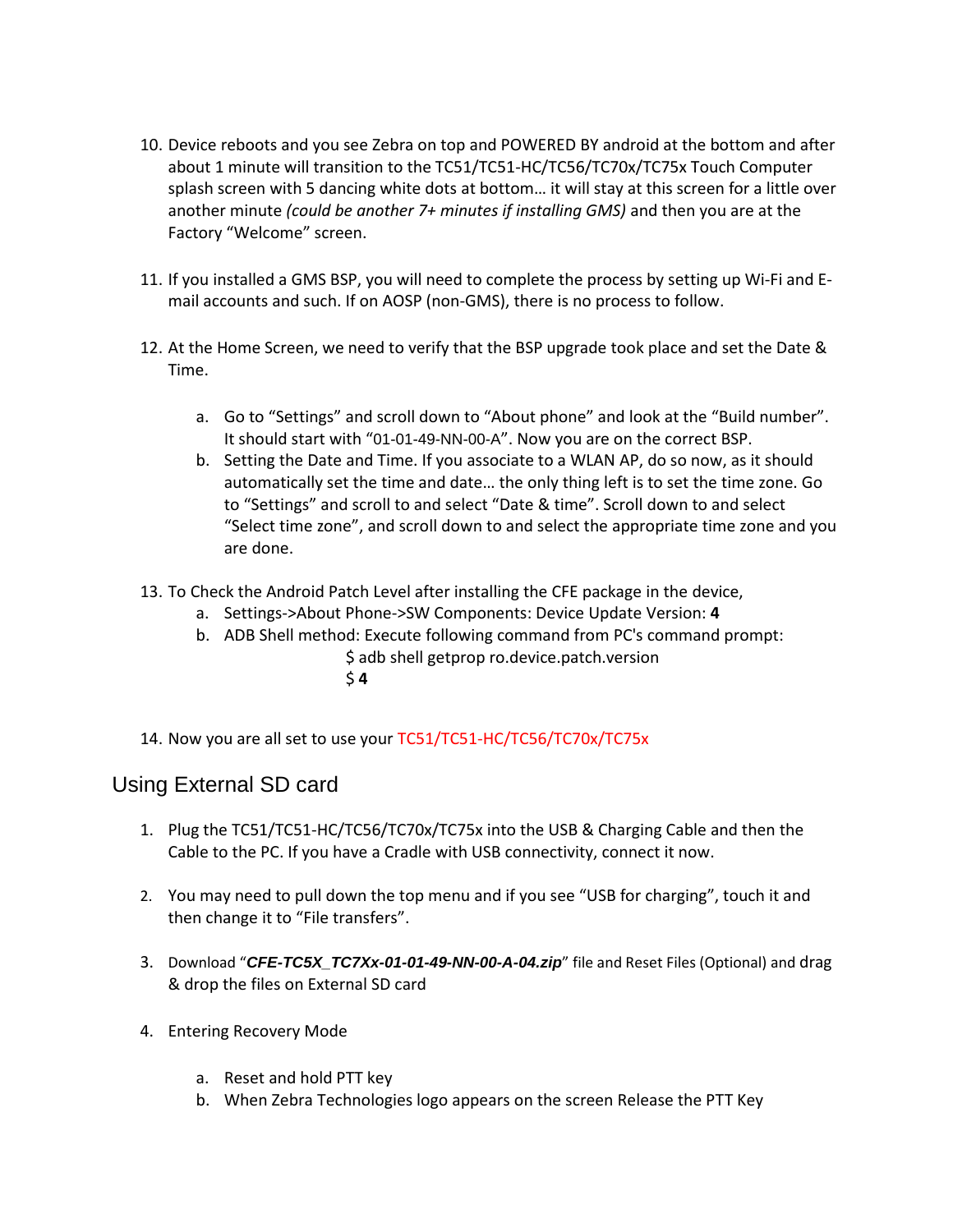10. Device reboots and you see Zebra on top and POWERED BY android at the bottom and after about 1 minute will transition to the TC51/TC51-HC/TC56/TC70x/TC75x Touch Computer splash screen with 5 dancing white dots at bottom… it will stay at this screen for a little over another minute *(could be another 7+ minutes if installing GMS)* and then you are at the Factory "Welcome" screen.

11. If you installed a GMS BSP, you will need to complete the process by setting up Wi-Fi and E-mail accounts and such. If on AOSP (non-GMS), there is no process to follow.

12. At the Home Screen, we need to verify that the BSP upgrade took place and set the Date & Time.

    a. Go to "Settings" and scroll down to "About phone" and look at the "Build number". It should start with "01-01-49-NN-00-A". Now you are on the correct BSP.
    b. Setting the Date and Time. If you associate to a WLAN AP, do so now, as it should automatically set the time and date… the only thing left is to set the time zone. Go to "Settings" and scroll to and select "Date & time". Scroll down to and select "Select time zone", and scroll down to and select the appropriate time zone and you are done.

13. To Check the Android Patch Level after installing the CFE package in the device,
    a. Settings->About Phone->SW Components: Device Update Version: **4**
    b. ADB Shell method: Execute following command from PC's command prompt:

       $ adb shell getprop ro.device.patch.version
       $ **4**

14. Now you are all set to use your TC51/TC51-HC/TC56/TC70x/TC75x

## Using External SD card

1. Plug the TC51/TC51-HC/TC56/TC70x/TC75x into the USB & Charging Cable and then the Cable to the PC. If you have a Cradle with USB connectivity, connect it now.

2. You may need to pull down the top menu and if you see "USB for charging", touch it and then change it to "File transfers".

3. Download "***CFE-TC5X_TC7Xx-01-01-49-NN-00-A-04.zip***" file and Reset Files (Optional) and drag & drop the files on External SD card

4. Entering Recovery Mode

    a. Reset and hold PTT key
    b. When Zebra Technologies logo appears on the screen Release the PTT Key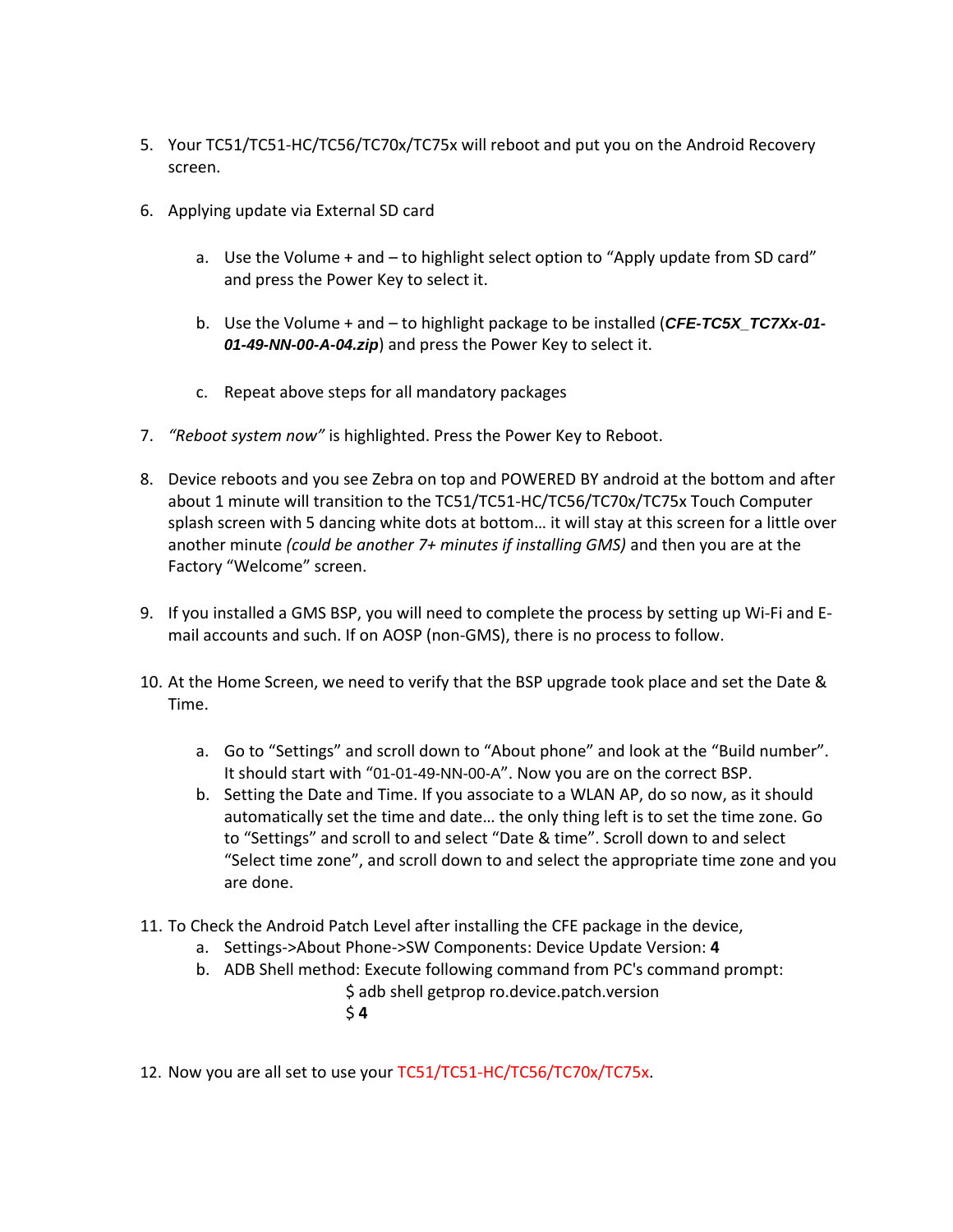5. Your TC51/TC51-HC/TC56/TC70x/TC75x will reboot and put you on the Android Recovery screen.

6. Applying update via External SD card

    a. Use the Volume + and – to highlight select option to “Apply update from SD card” and press the Power Key to select it.

    b. Use the Volume + and – to highlight package to be installed (***CFE-TC5X_TC7Xx-01-01-49-NN-00-A-04.zip***) and press the Power Key to select it.

    c. Repeat above steps for all mandatory packages

7. *“Reboot system now”* is highlighted. Press the Power Key to Reboot.

8. Device reboots and you see Zebra on top and POWERED BY android at the bottom and after about 1 minute will transition to the TC51/TC51-HC/TC56/TC70x/TC75x Touch Computer splash screen with 5 dancing white dots at bottom… it will stay at this screen for a little over another minute *(could be another 7+ minutes if installing GMS)* and then you are at the Factory “Welcome” screen.

9. If you installed a GMS BSP, you will need to complete the process by setting up Wi-Fi and E-mail accounts and such. If on AOSP (non-GMS), there is no process to follow.

10. At the Home Screen, we need to verify that the BSP upgrade took place and set the Date & Time.

    a. Go to “Settings” and scroll down to “About phone” and look at the “Build number”. It should start with “01-01-49-NN-00-A”. Now you are on the correct BSP.
    b. Setting the Date and Time. If you associate to a WLAN AP, do so now, as it should automatically set the time and date… the only thing left is to set the time zone. Go to “Settings” and scroll to and select “Date & time”. Scroll down to and select “Select time zone”, and scroll down to and select the appropriate time zone and you are done.

11. To Check the Android Patch Level after installing the CFE package in the device,
    a. Settings->About Phone->SW Components: Device Update Version: **4**
    b. ADB Shell method: Execute following command from PC's command prompt:

        $ adb shell getprop ro.device.patch.version
        $ **4**

12. Now you are all set to use your TC51/TC51-HC/TC56/TC70x/TC75x.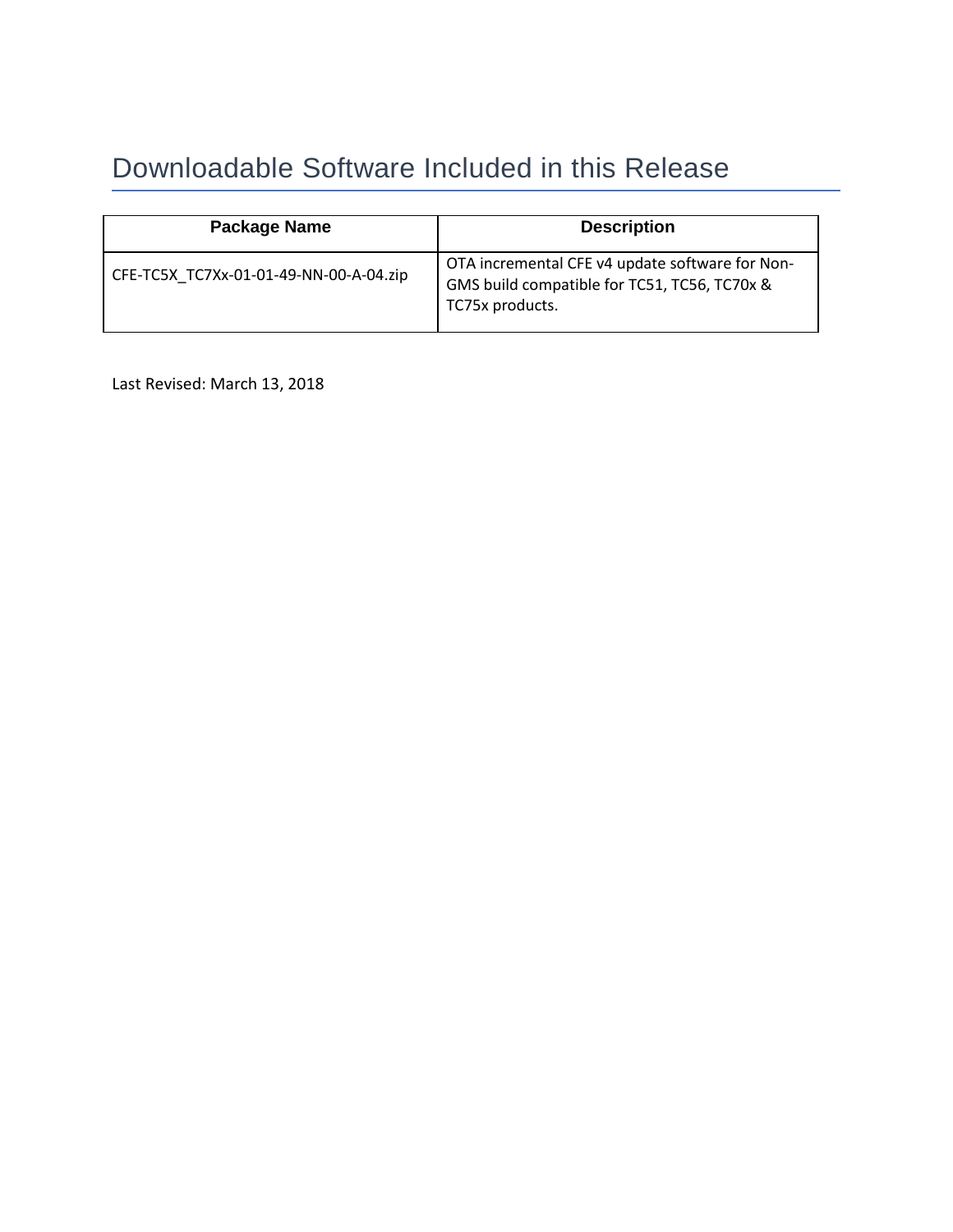## Downloadable Software Included in this Release

| Package Name | Description |
|---|---|
| CFE-TC5X_TC7Xx-01-01-49-NN-00-A-04.zip | OTA incremental CFE v4 update software for Non-GMS build compatible for TC51, TC56, TC70x & TC75x products. |

Last Revised: March 13, 2018